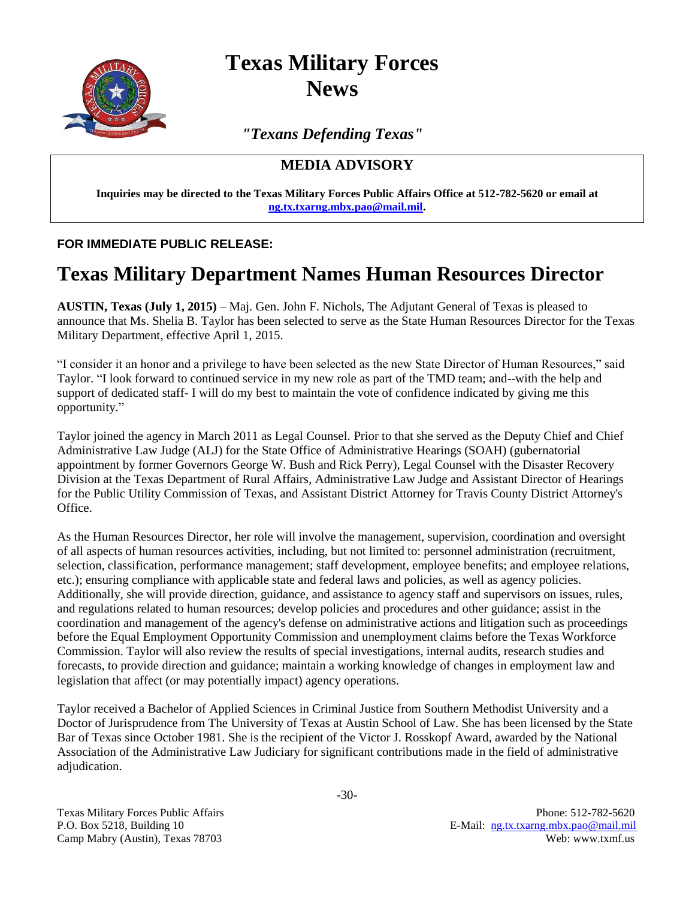# Texas Military Forces News

*"Texans Defending Texas"*

## MEDIA ADVISORY

**Inquiries may be directed to the Texas Military Forces Public Affairs Office at 512-782-5620 or email at ng.tx.txarng.mbx.pao@mail.mil.**

**FOR IMMEDIATE PUBLIC RELEASE:**

# Texas Military Department Names Human Resources Director

**AUSTIN, Texas (July 1, 2015)** – Maj. Gen. John F. Nichols, The Adjutant General of Texas is pleased to announce that Ms. Shelia B. Taylor has been selected to serve as the State Human Resources Director for the Texas Military Department, effective April 1, 2015.

"I consider it an honor and a privilege to have been selected as the new State Director of Human Resources," said Taylor. "I look forward to continued service in my new role as part of the TMD team; and--with the help and support of dedicated staff- I will do my best to maintain the vote of confidence indicated by giving me this opportunity."

Taylor joined the agency in March 2011 as Legal Counsel. Prior to that she served as the Deputy Chief and Chief Administrative Law Judge (ALJ) for the State Office of Administrative Hearings (SOAH) (gubernatorial appointment by former Governors George W. Bush and Rick Perry), Legal Counsel with the Disaster Recovery Division at the Texas Department of Rural Affairs, Administrative Law Judge and Assistant Director of Hearings for the Public Utility Commission of Texas, and Assistant District Attorney for Travis County District Attorney's Office.

As the Human Resources Director, her role will involve the management, supervision, coordination and oversight of all aspects of human resources activities, including, but not limited to: personnel administration (recruitment, selection, classification, performance management; staff development, employee benefits; and employee relations, etc.); ensuring compliance with applicable state and federal laws and policies, as well as agency policies. Additionally, she will provide direction, guidance, and assistance to agency staff and supervisors on issues, rules, and regulations related to human resources; develop policies and procedures and other guidance; assist in the coordination and management of the agency's defense on administrative actions and litigation such as proceedings before the Equal Employment Opportunity Commission and unemployment claims before the Texas Workforce Commission. Taylor will also review the results of special investigations, internal audits, research studies and forecasts, to provide direction and guidance; maintain a working knowledge of changes in employment law and legislation that affect (or may potentially impact) agency operations.

Taylor received a Bachelor of Applied Sciences in Criminal Justice from Southern Methodist University and a Doctor of Jurisprudence from The University of Texas at Austin School of Law. She has been licensed by the State Bar of Texas since October 1981. She is the recipient of the Victor J. Rosskopf Award, awarded by the National Association of the Administrative Law Judiciary for significant contributions made in the field of administrative adjudication.

-30-

Texas Military Forces Public Affairs
P.O. Box 5218, Building 10
Camp Mabry (Austin), Texas 78703

Phone: 512-782-5620
E-Mail: ng.tx.txarng.mbx.pao@mail.mil
Web: www.txmf.us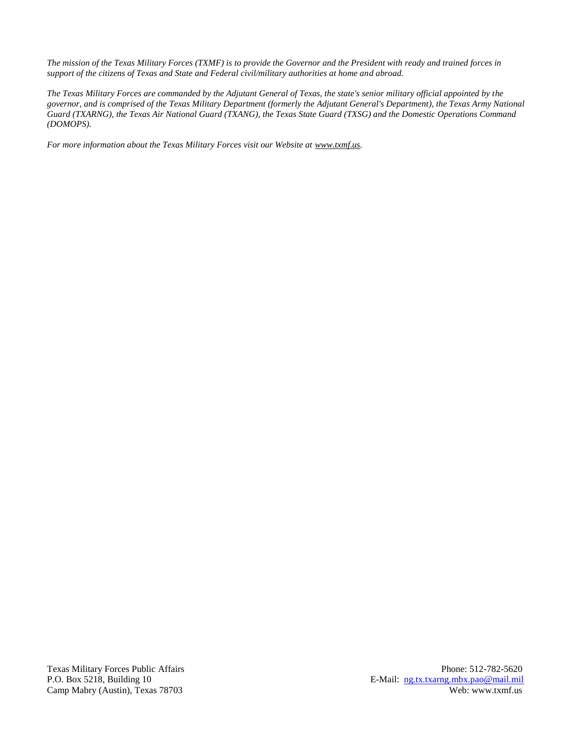*The mission of the Texas Military Forces (TXMF) is to provide the Governor and the President with ready and trained forces in support of the citizens of Texas and State and Federal civil/military authorities at home and abroad.*

*The Texas Military Forces are commanded by the Adjutant General of Texas, the state's senior military official appointed by the governor, and is comprised of the Texas Military Department (formerly the Adjutant General's Department), the Texas Army National Guard (TXARNG), the Texas Air National Guard (TXANG), the Texas State Guard (TXSG) and the Domestic Operations Command (DOMOPS).*

*For more information about the Texas Military Forces visit our Website at www.txmf.us.*

Texas Military Forces Public Affairs
P.O. Box 5218, Building 10
Camp Mabry (Austin), Texas 78703

Phone: 512-782-5620
E-Mail: ng.tx.txarng.mbx.pao@mail.mil
Web: www.txmf.us